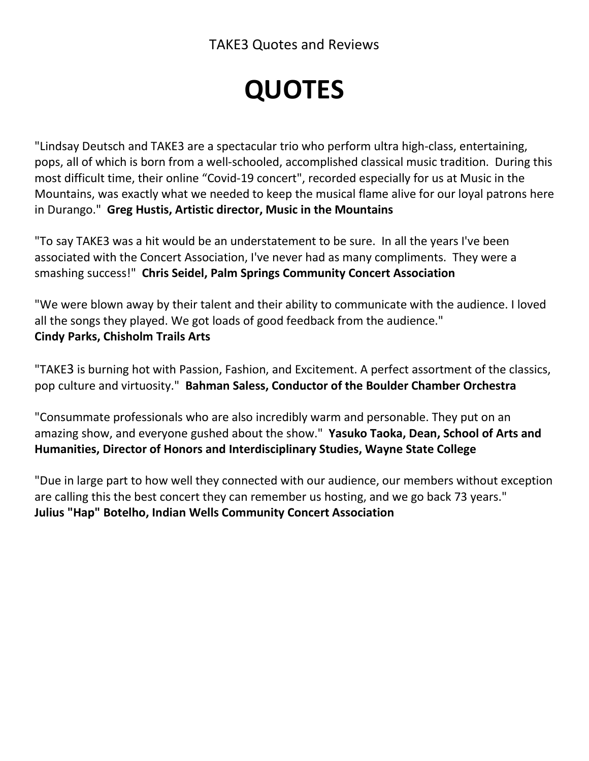TAKE3 Quotes and Reviews

# QUOTES

"Lindsay Deutsch and TAKE3 are a spectacular trio who perform ultra high-class, entertaining, pops, all of which is born from a well-schooled, accomplished classical music tradition. During this most difficult time, their online "Covid-19 concert", recorded especially for us at Music in the Mountains, was exactly what we needed to keep the musical flame alive for our loyal patrons here in Durango." **Greg Hustis, Artistic director, Music in the Mountains**

"To say TAKE3 was a hit would be an understatement to be sure. In all the years I've been associated with the Concert Association, I've never had as many compliments. They were a smashing success!" **Chris Seidel, Palm Springs Community Concert Association**

"We were blown away by their talent and their ability to communicate with the audience. I loved all the songs they played. We got loads of good feedback from the audience."
**Cindy Parks, Chisholm Trails Arts**

"TAKE3 is burning hot with Passion, Fashion, and Excitement. A perfect assortment of the classics, pop culture and virtuosity." **Bahman Saless, Conductor of the Boulder Chamber Orchestra**

"Consummate professionals who are also incredibly warm and personable. They put on an amazing show, and everyone gushed about the show." **Yasuko Taoka, Dean, School of Arts and Humanities, Director of Honors and Interdisciplinary Studies, Wayne State College**

"Due in large part to how well they connected with our audience, our members without exception are calling this the best concert they can remember us hosting, and we go back 73 years."
**Julius "Hap" Botelho, Indian Wells Community Concert Association**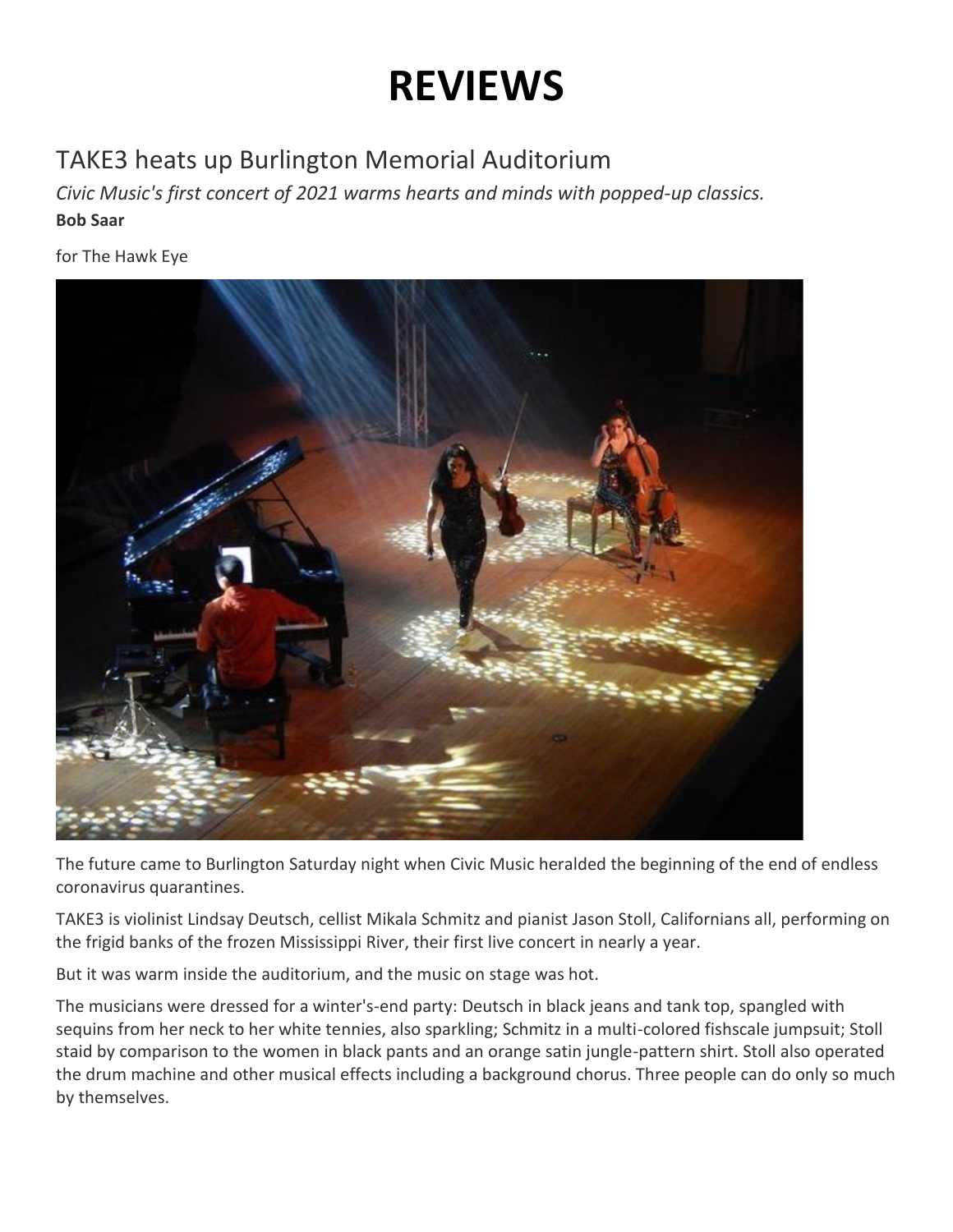# REVIEWS

## TAKE3 heats up Burlington Memorial Auditorium

*Civic Music's first concert of 2021 warms hearts and minds with popped-up classics.*

**Bob Saar**

for The Hawk Eye

The future came to Burlington Saturday night when Civic Music heralded the beginning of the end of endless coronavirus quarantines.

TAKE3 is violinist Lindsay Deutsch, cellist Mikala Schmitz and pianist Jason Stoll, Californians all, performing on the frigid banks of the frozen Mississippi River, their first live concert in nearly a year.

But it was warm inside the auditorium, and the music on stage was hot.

The musicians were dressed for a winter's-end party: Deutsch in black jeans and tank top, spangled with sequins from her neck to her white tennies, also sparkling; Schmitz in a multi-colored fishscale jumpsuit; Stoll staid by comparison to the women in black pants and an orange satin jungle-pattern shirt. Stoll also operated the drum machine and other musical effects including a background chorus. Three people can do only so much by themselves.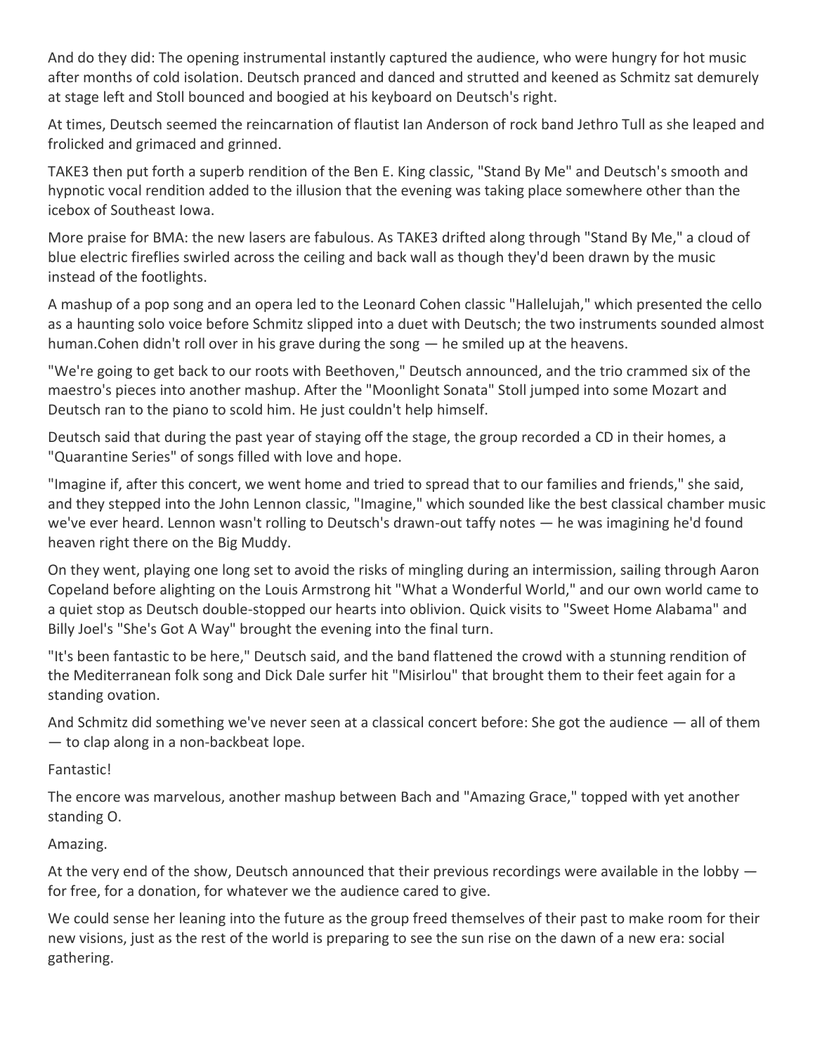And do they did: The opening instrumental instantly captured the audience, who were hungry for hot music after months of cold isolation. Deutsch pranced and danced and strutted and keened as Schmitz sat demurely at stage left and Stoll bounced and boogied at his keyboard on Deutsch's right.

At times, Deutsch seemed the reincarnation of flautist Ian Anderson of rock band Jethro Tull as she leaped and frolicked and grimaced and grinned.

TAKE3 then put forth a superb rendition of the Ben E. King classic, "Stand By Me" and Deutsch's smooth and hypnotic vocal rendition added to the illusion that the evening was taking place somewhere other than the icebox of Southeast Iowa.

More praise for BMA: the new lasers are fabulous. As TAKE3 drifted along through "Stand By Me," a cloud of blue electric fireflies swirled across the ceiling and back wall as though they'd been drawn by the music instead of the footlights.

A mashup of a pop song and an opera led to the Leonard Cohen classic "Hallelujah," which presented the cello as a haunting solo voice before Schmitz slipped into a duet with Deutsch; the two instruments sounded almost human.Cohen didn't roll over in his grave during the song — he smiled up at the heavens.

"We're going to get back to our roots with Beethoven," Deutsch announced, and the trio crammed six of the maestro's pieces into another mashup. After the "Moonlight Sonata" Stoll jumped into some Mozart and Deutsch ran to the piano to scold him. He just couldn't help himself.

Deutsch said that during the past year of staying off the stage, the group recorded a CD in their homes, a "Quarantine Series" of songs filled with love and hope.

"Imagine if, after this concert, we went home and tried to spread that to our families and friends," she said, and they stepped into the John Lennon classic, "Imagine," which sounded like the best classical chamber music we've ever heard. Lennon wasn't rolling to Deutsch's drawn-out taffy notes — he was imagining he'd found heaven right there on the Big Muddy.

On they went, playing one long set to avoid the risks of mingling during an intermission, sailing through Aaron Copeland before alighting on the Louis Armstrong hit "What a Wonderful World," and our own world came to a quiet stop as Deutsch double-stopped our hearts into oblivion. Quick visits to "Sweet Home Alabama" and Billy Joel's "She's Got A Way" brought the evening into the final turn.

"It's been fantastic to be here," Deutsch said, and the band flattened the crowd with a stunning rendition of the Mediterranean folk song and Dick Dale surfer hit "Misirlou" that brought them to their feet again for a standing ovation.

And Schmitz did something we've never seen at a classical concert before: She got the audience — all of them — to clap along in a non-backbeat lope.

Fantastic!

The encore was marvelous, another mashup between Bach and "Amazing Grace," topped with yet another standing O.

Amazing.

At the very end of the show, Deutsch announced that their previous recordings were available in the lobby — for free, for a donation, for whatever we the audience cared to give.

We could sense her leaning into the future as the group freed themselves of their past to make room for their new visions, just as the rest of the world is preparing to see the sun rise on the dawn of a new era: social gathering.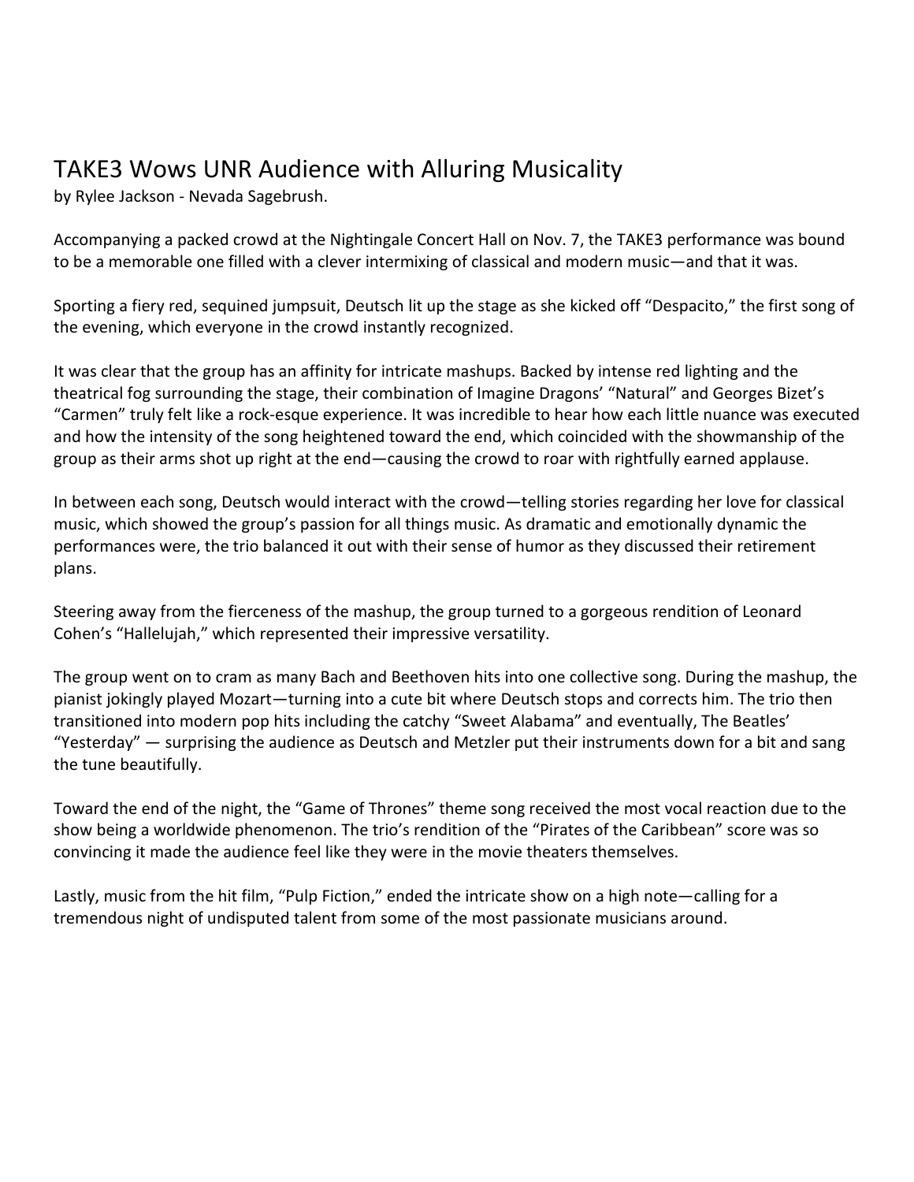# TAKE3 Wows UNR Audience with Alluring Musicality

by Rylee Jackson - Nevada Sagebrush.

Accompanying a packed crowd at the Nightingale Concert Hall on Nov. 7, the TAKE3 performance was bound to be a memorable one filled with a clever intermixing of classical and modern music—and that it was.

Sporting a fiery red, sequined jumpsuit, Deutsch lit up the stage as she kicked off "Despacito," the first song of the evening, which everyone in the crowd instantly recognized.

It was clear that the group has an affinity for intricate mashups. Backed by intense red lighting and the theatrical fog surrounding the stage, their combination of Imagine Dragons' "Natural" and Georges Bizet's "Carmen" truly felt like a rock-esque experience. It was incredible to hear how each little nuance was executed and how the intensity of the song heightened toward the end, which coincided with the showmanship of the group as their arms shot up right at the end—causing the crowd to roar with rightfully earned applause.

In between each song, Deutsch would interact with the crowd—telling stories regarding her love for classical music, which showed the group's passion for all things music. As dramatic and emotionally dynamic the performances were, the trio balanced it out with their sense of humor as they discussed their retirement plans.

Steering away from the fierceness of the mashup, the group turned to a gorgeous rendition of Leonard Cohen's "Hallelujah," which represented their impressive versatility.

The group went on to cram as many Bach and Beethoven hits into one collective song. During the mashup, the pianist jokingly played Mozart—turning into a cute bit where Deutsch stops and corrects him. The trio then transitioned into modern pop hits including the catchy "Sweet Alabama" and eventually, The Beatles' "Yesterday" — surprising the audience as Deutsch and Metzler put their instruments down for a bit and sang the tune beautifully.

Toward the end of the night, the "Game of Thrones" theme song received the most vocal reaction due to the show being a worldwide phenomenon. The trio's rendition of the "Pirates of the Caribbean" score was so convincing it made the audience feel like they were in the movie theaters themselves.

Lastly, music from the hit film, "Pulp Fiction," ended the intricate show on a high note—calling for a tremendous night of undisputed talent from some of the most passionate musicians around.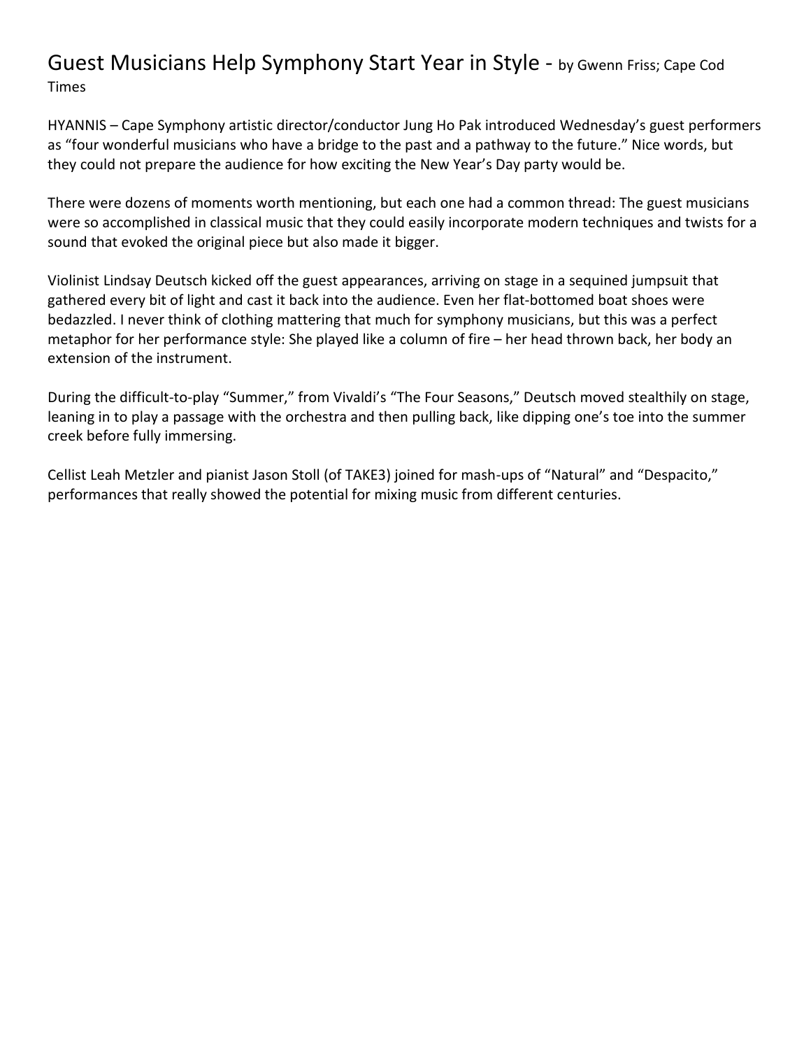# Guest Musicians Help Symphony Start Year in Style - by Gwenn Friss; Cape Cod Times

HYANNIS – Cape Symphony artistic director/conductor Jung Ho Pak introduced Wednesday's guest performers as "four wonderful musicians who have a bridge to the past and a pathway to the future." Nice words, but they could not prepare the audience for how exciting the New Year's Day party would be.

There were dozens of moments worth mentioning, but each one had a common thread: The guest musicians were so accomplished in classical music that they could easily incorporate modern techniques and twists for a sound that evoked the original piece but also made it bigger.

Violinist Lindsay Deutsch kicked off the guest appearances, arriving on stage in a sequined jumpsuit that gathered every bit of light and cast it back into the audience. Even her flat-bottomed boat shoes were bedazzled. I never think of clothing mattering that much for symphony musicians, but this was a perfect metaphor for her performance style: She played like a column of fire – her head thrown back, her body an extension of the instrument.

During the difficult-to-play "Summer," from Vivaldi's "The Four Seasons," Deutsch moved stealthily on stage, leaning in to play a passage with the orchestra and then pulling back, like dipping one's toe into the summer creek before fully immersing.

Cellist Leah Metzler and pianist Jason Stoll (of TAKE3) joined for mash-ups of "Natural" and "Despacito," performances that really showed the potential for mixing music from different centuries.